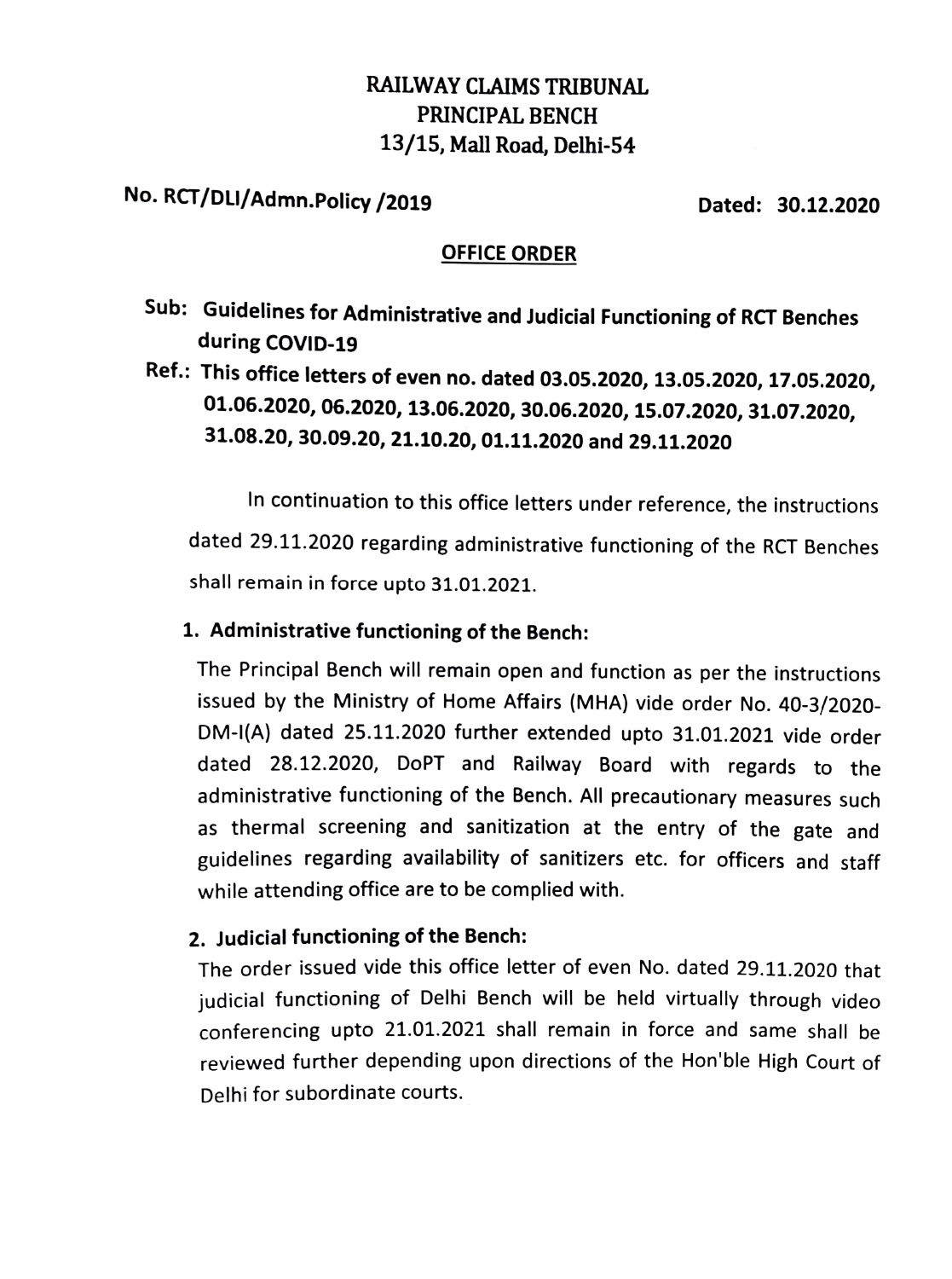# RAILWAY CLAIMS TRIBUNAL
# PRINCIPAL BENCH
# 13/15, Mall Road, Delhi-54

**No. RCT/DLI/Admn.Policy /2019** **Dated: 30.12.2020**

## OFFICE ORDER

**Sub: Guidelines for Administrative and Judicial Functioning of RCT Benches during COVID-19**

**Ref.: This office letters of even no. dated 03.05.2020, 13.05.2020, 17.05.2020, 01.06.2020, 06.2020, 13.06.2020, 30.06.2020, 15.07.2020, 31.07.2020, 31.08.20, 30.09.20, 21.10.20, 01.11.2020 and 29.11.2020**

In continuation to this office letters under reference, the instructions dated 29.11.2020 regarding administrative functioning of the RCT Benches shall remain in force upto 31.01.2021.

1. **Administrative functioning of the Bench:**

   The Principal Bench will remain open and function as per the instructions issued by the Ministry of Home Affairs (MHA) vide order No. 40-3/2020-DM-I(A) dated 25.11.2020 further extended upto 31.01.2021 vide order dated 28.12.2020, DoPT and Railway Board with regards to the administrative functioning of the Bench. All precautionary measures such as thermal screening and sanitization at the entry of the gate and guidelines regarding availability of sanitizers etc. for officers and staff while attending office are to be complied with.

2. **Judicial functioning of the Bench:**

   The order issued vide this office letter of even No. dated 29.11.2020 that judicial functioning of Delhi Bench will be held virtually through video conferencing upto 21.01.2021 shall remain in force and same shall be reviewed further depending upon directions of the Hon'ble High Court of Delhi for subordinate courts.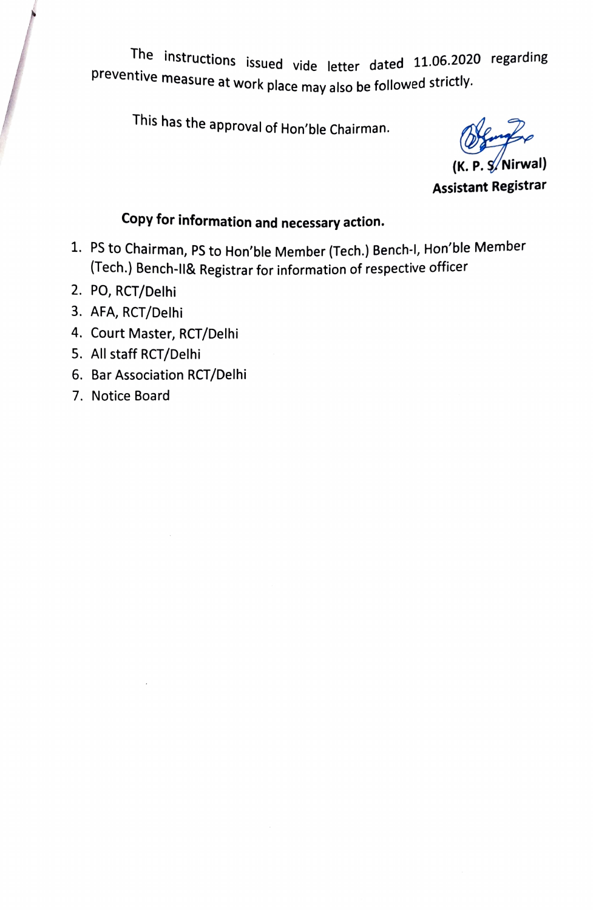The instructions issued vide letter dated 11.06.2020 regarding preventive measure at work place may also be followed strictly.

This has the approval of Hon'ble Chairman.

(K. P. S. Nirwal)
**Assistant Registrar**

**Copy for information and necessary action.**

1. PS to Chairman, PS to Hon'ble Member (Tech.) Bench-I, Hon'ble Member (Tech.) Bench-II& Registrar for information of respective officer
2. PO, RCT/Delhi
3. AFA, RCT/Delhi
4. Court Master, RCT/Delhi
5. All staff RCT/Delhi
6. Bar Association RCT/Delhi
7. Notice Board